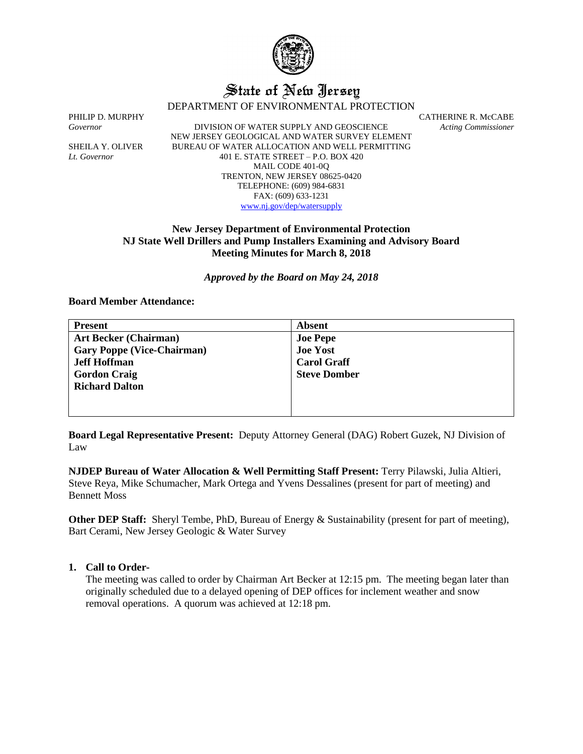# State of New Jersey

DEPARTMENT OF ENVIRONMENTAL PROTECTION

PHILIP D. MURPHY
*Governor*

SHEILA Y. OLIVER
*Lt. Governor*

DIVISION OF WATER SUPPLY AND GEOSCIENCE
NEW JERSEY GEOLOGICAL AND WATER SURVEY ELEMENT
BUREAU OF WATER ALLOCATION AND WELL PERMITTING
401 E. STATE STREET – P.O. BOX 420
MAIL CODE 401-0Q
TRENTON, NEW JERSEY 08625-0420
TELEPHONE: (609) 984-6831
FAX: (609) 633-1231
www.nj.gov/dep/watersupply

CATHERINE R. McCABE
*Acting Commissioner*

**New Jersey Department of Environmental Protection**
**NJ State Well Drillers and Pump Installers Examining and Advisory Board**
**Meeting Minutes for March 8, 2018**

***Approved by the Board on May 24, 2018***

**Board Member Attendance:**

| Present | Absent |
|---|---|
| **Art Becker (Chairman)** | **Joe Pepe** |
| **Gary Poppe (Vice-Chairman)** | **Joe Yost** |
| **Jeff Hoffman** | **Carol Graff** |
| **Gordon Craig** | **Steve Domber** |
| **Richard Dalton** | |

**Board Legal Representative Present:** Deputy Attorney General (DAG) Robert Guzek, NJ Division of Law

**NJDEP Bureau of Water Allocation & Well Permitting Staff Present:** Terry Pilawski, Julia Altieri, Steve Reya, Mike Schumacher, Mark Ortega and Yvens Dessalines (present for part of meeting) and Bennett Moss

**Other DEP Staff:** Sheryl Tembe, PhD, Bureau of Energy & Sustainability (present for part of meeting), Bart Cerami, New Jersey Geologic & Water Survey

1. **Call to Order-**
   The meeting was called to order by Chairman Art Becker at 12:15 pm. The meeting began later than originally scheduled due to a delayed opening of DEP offices for inclement weather and snow removal operations. A quorum was achieved at 12:18 pm.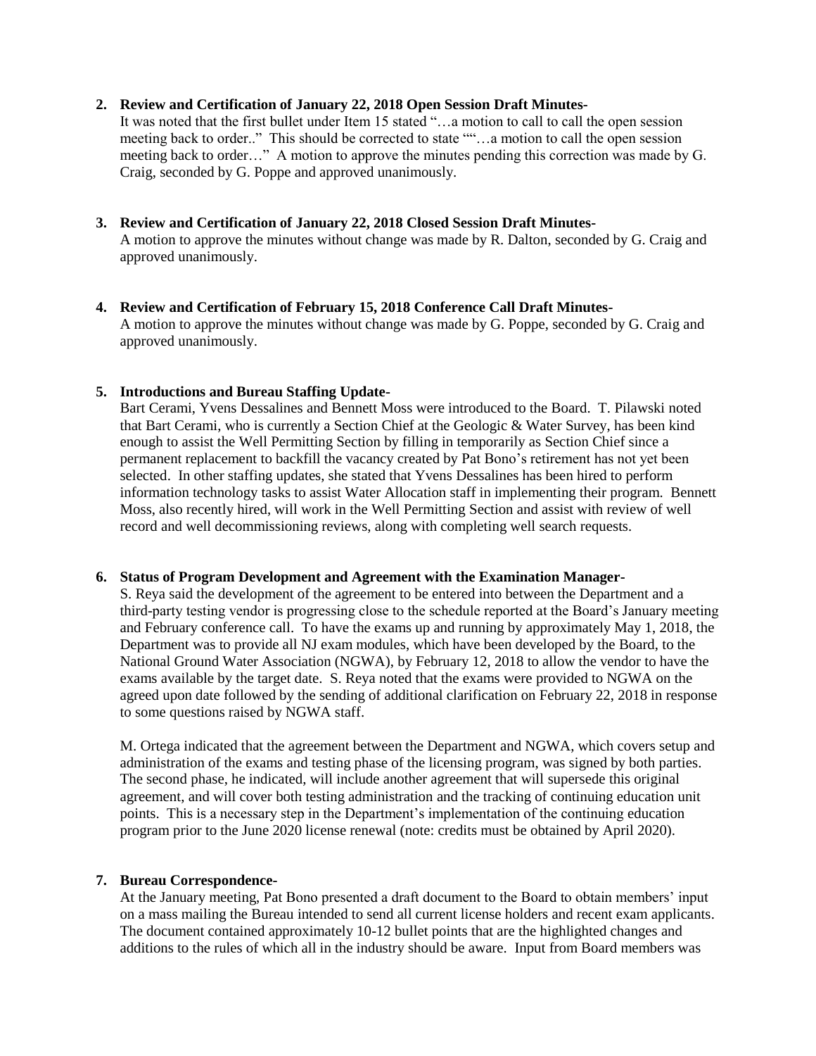**2. Review and Certification of January 22, 2018 Open Session Draft Minutes-**

It was noted that the first bullet under Item 15 stated "…a motion to call to call the open session meeting back to order.." This should be corrected to state ""…a motion to call the open session meeting back to order…" A motion to approve the minutes pending this correction was made by G. Craig, seconded by G. Poppe and approved unanimously.

**3. Review and Certification of January 22, 2018 Closed Session Draft Minutes-**

A motion to approve the minutes without change was made by R. Dalton, seconded by G. Craig and approved unanimously.

**4. Review and Certification of February 15, 2018 Conference Call Draft Minutes-**

A motion to approve the minutes without change was made by G. Poppe, seconded by G. Craig and approved unanimously.

**5. Introductions and Bureau Staffing Update-**

Bart Cerami, Yvens Dessalines and Bennett Moss were introduced to the Board. T. Pilawski noted that Bart Cerami, who is currently a Section Chief at the Geologic & Water Survey, has been kind enough to assist the Well Permitting Section by filling in temporarily as Section Chief since a permanent replacement to backfill the vacancy created by Pat Bono's retirement has not yet been selected. In other staffing updates, she stated that Yvens Dessalines has been hired to perform information technology tasks to assist Water Allocation staff in implementing their program. Bennett Moss, also recently hired, will work in the Well Permitting Section and assist with review of well record and well decommissioning reviews, along with completing well search requests.

**6. Status of Program Development and Agreement with the Examination Manager-**

S. Reya said the development of the agreement to be entered into between the Department and a third-party testing vendor is progressing close to the schedule reported at the Board's January meeting and February conference call. To have the exams up and running by approximately May 1, 2018, the Department was to provide all NJ exam modules, which have been developed by the Board, to the National Ground Water Association (NGWA), by February 12, 2018 to allow the vendor to have the exams available by the target date. S. Reya noted that the exams were provided to NGWA on the agreed upon date followed by the sending of additional clarification on February 22, 2018 in response to some questions raised by NGWA staff.

M. Ortega indicated that the agreement between the Department and NGWA, which covers setup and administration of the exams and testing phase of the licensing program, was signed by both parties. The second phase, he indicated, will include another agreement that will supersede this original agreement, and will cover both testing administration and the tracking of continuing education unit points. This is a necessary step in the Department's implementation of the continuing education program prior to the June 2020 license renewal (note: credits must be obtained by April 2020).

**7. Bureau Correspondence-**

At the January meeting, Pat Bono presented a draft document to the Board to obtain members' input on a mass mailing the Bureau intended to send all current license holders and recent exam applicants. The document contained approximately 10-12 bullet points that are the highlighted changes and additions to the rules of which all in the industry should be aware. Input from Board members was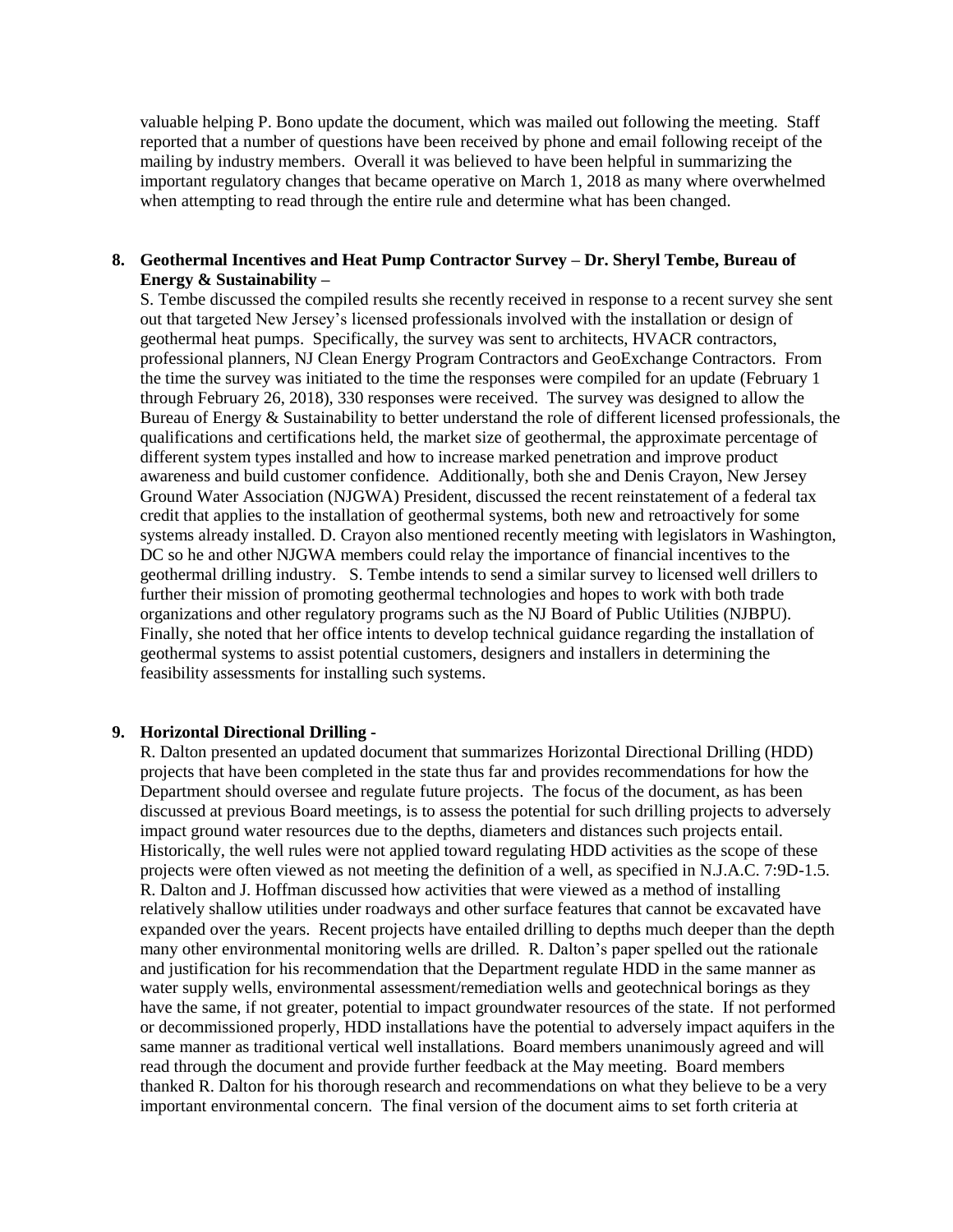valuable helping P. Bono update the document, which was mailed out following the meeting. Staff reported that a number of questions have been received by phone and email following receipt of the mailing by industry members. Overall it was believed to have been helpful in summarizing the important regulatory changes that became operative on March 1, 2018 as many where overwhelmed when attempting to read through the entire rule and determine what has been changed.

**8. Geothermal Incentives and Heat Pump Contractor Survey – Dr. Sheryl Tembe, Bureau of Energy & Sustainability –**

S. Tembe discussed the compiled results she recently received in response to a recent survey she sent out that targeted New Jersey's licensed professionals involved with the installation or design of geothermal heat pumps. Specifically, the survey was sent to architects, HVACR contractors, professional planners, NJ Clean Energy Program Contractors and GeoExchange Contractors. From the time the survey was initiated to the time the responses were compiled for an update (February 1 through February 26, 2018), 330 responses were received. The survey was designed to allow the Bureau of Energy & Sustainability to better understand the role of different licensed professionals, the qualifications and certifications held, the market size of geothermal, the approximate percentage of different system types installed and how to increase marked penetration and improve product awareness and build customer confidence. Additionally, both she and Denis Crayon, New Jersey Ground Water Association (NJGWA) President, discussed the recent reinstatement of a federal tax credit that applies to the installation of geothermal systems, both new and retroactively for some systems already installed. D. Crayon also mentioned recently meeting with legislators in Washington, DC so he and other NJGWA members could relay the importance of financial incentives to the geothermal drilling industry. S. Tembe intends to send a similar survey to licensed well drillers to further their mission of promoting geothermal technologies and hopes to work with both trade organizations and other regulatory programs such as the NJ Board of Public Utilities (NJBPU). Finally, she noted that her office intents to develop technical guidance regarding the installation of geothermal systems to assist potential customers, designers and installers in determining the feasibility assessments for installing such systems.

**9. Horizontal Directional Drilling -**

R. Dalton presented an updated document that summarizes Horizontal Directional Drilling (HDD) projects that have been completed in the state thus far and provides recommendations for how the Department should oversee and regulate future projects. The focus of the document, as has been discussed at previous Board meetings, is to assess the potential for such drilling projects to adversely impact ground water resources due to the depths, diameters and distances such projects entail. Historically, the well rules were not applied toward regulating HDD activities as the scope of these projects were often viewed as not meeting the definition of a well, as specified in N.J.A.C. 7:9D-1.5. R. Dalton and J. Hoffman discussed how activities that were viewed as a method of installing relatively shallow utilities under roadways and other surface features that cannot be excavated have expanded over the years. Recent projects have entailed drilling to depths much deeper than the depth many other environmental monitoring wells are drilled. R. Dalton's paper spelled out the rationale and justification for his recommendation that the Department regulate HDD in the same manner as water supply wells, environmental assessment/remediation wells and geotechnical borings as they have the same, if not greater, potential to impact groundwater resources of the state. If not performed or decommissioned properly, HDD installations have the potential to adversely impact aquifers in the same manner as traditional vertical well installations. Board members unanimously agreed and will read through the document and provide further feedback at the May meeting. Board members thanked R. Dalton for his thorough research and recommendations on what they believe to be a very important environmental concern. The final version of the document aims to set forth criteria at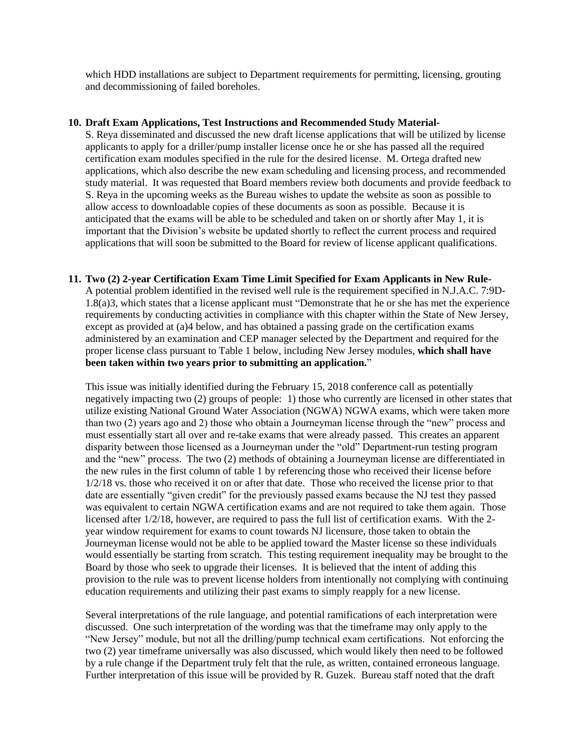which HDD installations are subject to Department requirements for permitting, licensing, grouting and decommissioning of failed boreholes.

**10. Draft Exam Applications, Test Instructions and Recommended Study Material-**

S. Reya disseminated and discussed the new draft license applications that will be utilized by license applicants to apply for a driller/pump installer license once he or she has passed all the required certification exam modules specified in the rule for the desired license. M. Ortega drafted new applications, which also describe the new exam scheduling and licensing process, and recommended study material. It was requested that Board members review both documents and provide feedback to S. Reya in the upcoming weeks as the Bureau wishes to update the website as soon as possible to allow access to downloadable copies of these documents as soon as possible. Because it is anticipated that the exams will be able to be scheduled and taken on or shortly after May 1, it is important that the Division's website be updated shortly to reflect the current process and required applications that will soon be submitted to the Board for review of license applicant qualifications.

**11. Two (2) 2-year Certification Exam Time Limit Specified for Exam Applicants in New Rule-**

A potential problem identified in the revised well rule is the requirement specified in N.J.A.C. 7:9D-1.8(a)3, which states that a license applicant must "Demonstrate that he or she has met the experience requirements by conducting activities in compliance with this chapter within the State of New Jersey, except as provided at (a)4 below, and has obtained a passing grade on the certification exams administered by an examination and CEP manager selected by the Department and required for the proper license class pursuant to Table 1 below, including New Jersey modules, **which shall have been taken within two years prior to submitting an application.**"

This issue was initially identified during the February 15, 2018 conference call as potentially negatively impacting two (2) groups of people: 1) those who currently are licensed in other states that utilize existing National Ground Water Association (NGWA) NGWA exams, which were taken more than two (2) years ago and 2) those who obtain a Journeyman license through the "new" process and must essentially start all over and re-take exams that were already passed. This creates an apparent disparity between those licensed as a Journeyman under the "old" Department-run testing program and the "new" process. The two (2) methods of obtaining a Journeyman license are differentiated in the new rules in the first column of table 1 by referencing those who received their license before 1/2/18 vs. those who received it on or after that date. Those who received the license prior to that date are essentially "given credit" for the previously passed exams because the NJ test they passed was equivalent to certain NGWA certification exams and are not required to take them again. Those licensed after 1/2/18, however, are required to pass the full list of certification exams. With the 2-year window requirement for exams to count towards NJ licensure, those taken to obtain the Journeyman license would not be able to be applied toward the Master license so these individuals would essentially be starting from scratch. This testing requirement inequality may be brought to the Board by those who seek to upgrade their licenses. It is believed that the intent of adding this provision to the rule was to prevent license holders from intentionally not complying with continuing education requirements and utilizing their past exams to simply reapply for a new license.

Several interpretations of the rule language, and potential ramifications of each interpretation were discussed. One such interpretation of the wording was that the timeframe may only apply to the "New Jersey" module, but not all the drilling/pump technical exam certifications. Not enforcing the two (2) year timeframe universally was also discussed, which would likely then need to be followed by a rule change if the Department truly felt that the rule, as written, contained erroneous language. Further interpretation of this issue will be provided by R. Guzek. Bureau staff noted that the draft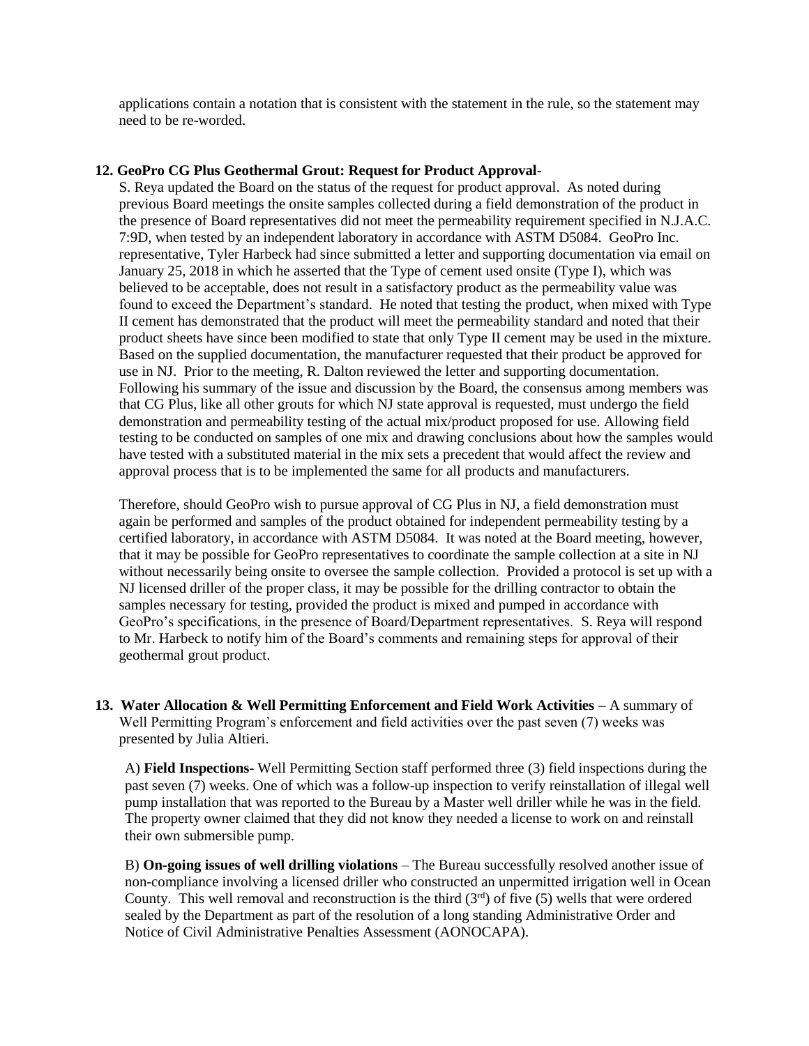applications contain a notation that is consistent with the statement in the rule, so the statement may need to be re-worded.

**12. GeoPro CG Plus Geothermal Grout: Request for Product Approval-**

S. Reya updated the Board on the status of the request for product approval. As noted during previous Board meetings the onsite samples collected during a field demonstration of the product in the presence of Board representatives did not meet the permeability requirement specified in N.J.A.C. 7:9D, when tested by an independent laboratory in accordance with ASTM D5084. GeoPro Inc. representative, Tyler Harbeck had since submitted a letter and supporting documentation via email on January 25, 2018 in which he asserted that the Type of cement used onsite (Type I), which was believed to be acceptable, does not result in a satisfactory product as the permeability value was found to exceed the Department's standard. He noted that testing the product, when mixed with Type II cement has demonstrated that the product will meet the permeability standard and noted that their product sheets have since been modified to state that only Type II cement may be used in the mixture. Based on the supplied documentation, the manufacturer requested that their product be approved for use in NJ. Prior to the meeting, R. Dalton reviewed the letter and supporting documentation. Following his summary of the issue and discussion by the Board, the consensus among members was that CG Plus, like all other grouts for which NJ state approval is requested, must undergo the field demonstration and permeability testing of the actual mix/product proposed for use. Allowing field testing to be conducted on samples of one mix and drawing conclusions about how the samples would have tested with a substituted material in the mix sets a precedent that would affect the review and approval process that is to be implemented the same for all products and manufacturers.

Therefore, should GeoPro wish to pursue approval of CG Plus in NJ, a field demonstration must again be performed and samples of the product obtained for independent permeability testing by a certified laboratory, in accordance with ASTM D5084. It was noted at the Board meeting, however, that it may be possible for GeoPro representatives to coordinate the sample collection at a site in NJ without necessarily being onsite to oversee the sample collection. Provided a protocol is set up with a NJ licensed driller of the proper class, it may be possible for the drilling contractor to obtain the samples necessary for testing, provided the product is mixed and pumped in accordance with GeoPro's specifications, in the presence of Board/Department representatives. S. Reya will respond to Mr. Harbeck to notify him of the Board's comments and remaining steps for approval of their geothermal grout product.

**13. Water Allocation & Well Permitting Enforcement and Field Work Activities –** A summary of Well Permitting Program's enforcement and field activities over the past seven (7) weeks was presented by Julia Altieri.

A) **Field Inspections**- Well Permitting Section staff performed three (3) field inspections during the past seven (7) weeks. One of which was a follow-up inspection to verify reinstallation of illegal well pump installation that was reported to the Bureau by a Master well driller while he was in the field. The property owner claimed that they did not know they needed a license to work on and reinstall their own submersible pump.

B) **On-going issues of well drilling violations** – The Bureau successfully resolved another issue of non-compliance involving a licensed driller who constructed an unpermitted irrigation well in Ocean County. This well removal and reconstruction is the third (3rd) of five (5) wells that were ordered sealed by the Department as part of the resolution of a long standing Administrative Order and Notice of Civil Administrative Penalties Assessment (AONOCAPA).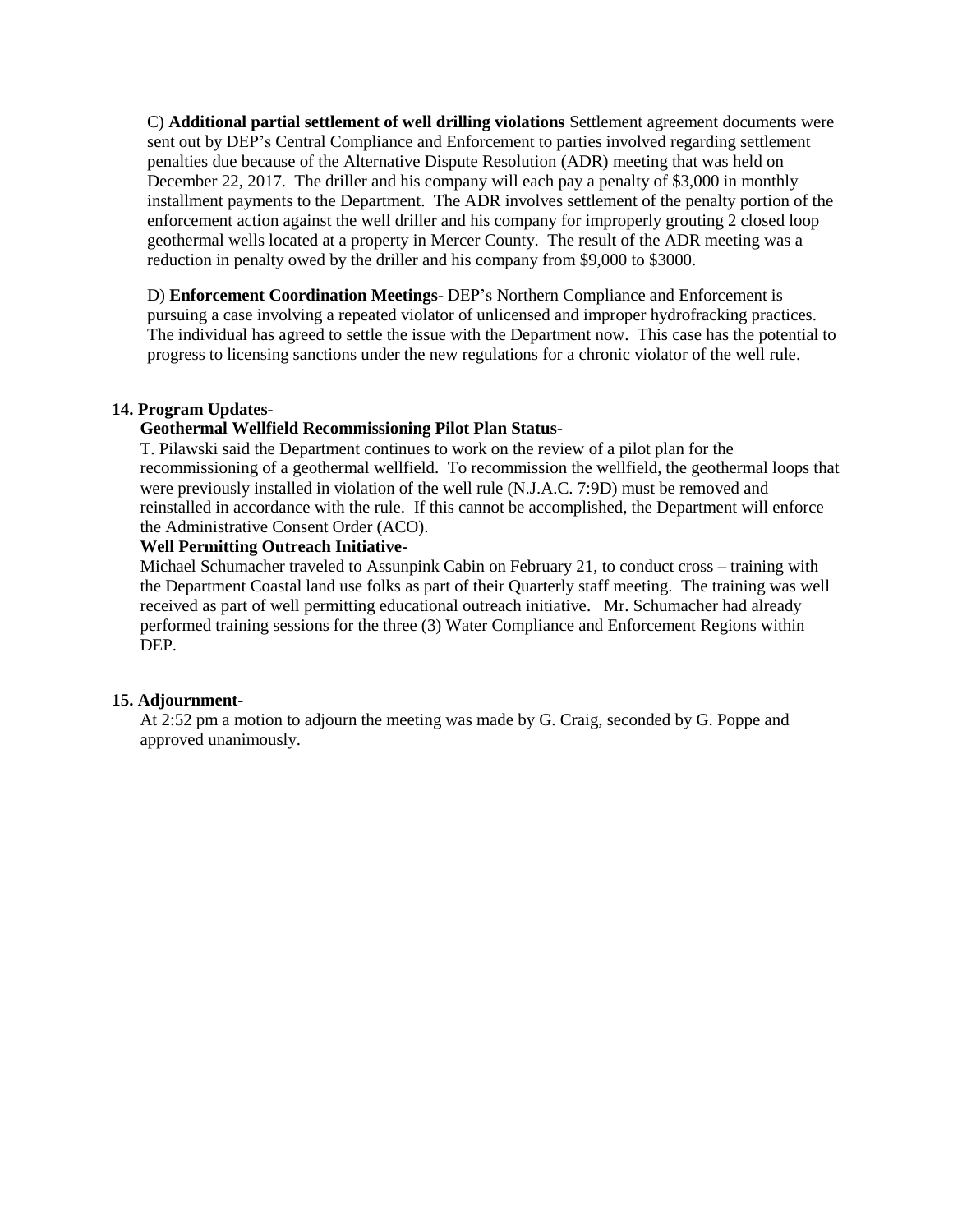C) **Additional partial settlement of well drilling violations** Settlement agreement documents were sent out by DEP's Central Compliance and Enforcement to parties involved regarding settlement penalties due because of the Alternative Dispute Resolution (ADR) meeting that was held on December 22, 2017. The driller and his company will each pay a penalty of $3,000 in monthly installment payments to the Department. The ADR involves settlement of the penalty portion of the enforcement action against the well driller and his company for improperly grouting 2 closed loop geothermal wells located at a property in Mercer County. The result of the ADR meeting was a reduction in penalty owed by the driller and his company from $9,000 to $3000.

D) **Enforcement Coordination Meetings**- DEP's Northern Compliance and Enforcement is pursuing a case involving a repeated violator of unlicensed and improper hydrofracking practices. The individual has agreed to settle the issue with the Department now. This case has the potential to progress to licensing sanctions under the new regulations for a chronic violator of the well rule.

**14. Program Updates-**

**Geothermal Wellfield Recommissioning Pilot Plan Status-**

T. Pilawski said the Department continues to work on the review of a pilot plan for the recommissioning of a geothermal wellfield. To recommission the wellfield, the geothermal loops that were previously installed in violation of the well rule (N.J.A.C. 7:9D) must be removed and reinstalled in accordance with the rule. If this cannot be accomplished, the Department will enforce the Administrative Consent Order (ACO).

**Well Permitting Outreach Initiative-**

Michael Schumacher traveled to Assunpink Cabin on February 21, to conduct cross – training with the Department Coastal land use folks as part of their Quarterly staff meeting. The training was well received as part of well permitting educational outreach initiative. Mr. Schumacher had already performed training sessions for the three (3) Water Compliance and Enforcement Regions within DEP.

**15. Adjournment-**

At 2:52 pm a motion to adjourn the meeting was made by G. Craig, seconded by G. Poppe and approved unanimously.